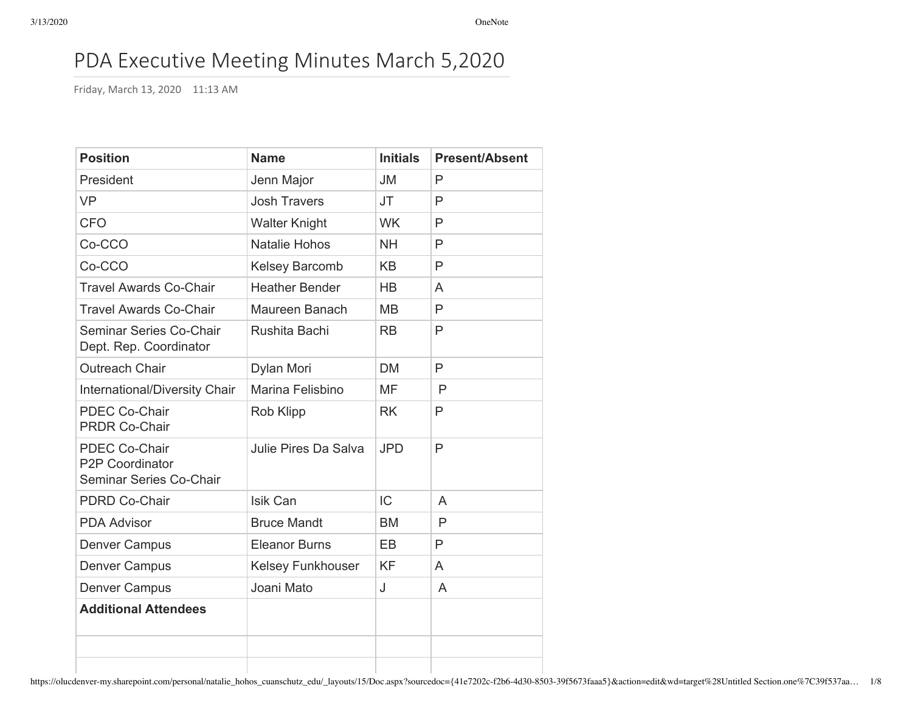# PDA Executive Meeting Minutes March 5,2020

Friday, March 13, 2020 11:13 AM

| Position | Name | Initials | Present/Absent |
|---|---|---|---|
| President | Jenn Major | JM | P |
| VP | Josh Travers | JT | P |
| CFO | Walter Knight | WK | P |
| Co-CCO | Natalie Hohos | NH | P |
| Co-CCO | Kelsey Barcomb | KB | P |
| Travel Awards Co-Chair | Heather Bender | HB | A |
| Travel Awards Co-Chair | Maureen Banach | MB | P |
| Seminar Series Co-Chair<br>Dept. Rep. Coordinator | Rushita Bachi | RB | P |
| Outreach Chair | Dylan Mori | DM | P |
| International/Diversity Chair | Marina Felisbino | MF | P |
| PDEC Co-Chair<br>PRDR Co-Chair | Rob Klipp | RK | P |
| PDEC Co-Chair<br>P2P Coordinator<br>Seminar Series Co-Chair | Julie Pires Da Salva | JPD | P |
| PDRD Co-Chair | Isik Can | IC | A |
| PDA Advisor | Bruce Mandt | BM | P |
| Denver Campus | Eleanor Burns | EB | P |
| Denver Campus | Kelsey Funkhouser | KF | A |
| Denver Campus | Joani Mato | J | A |
| **Additional Attendees** | | | |
| | | | |
| | | | |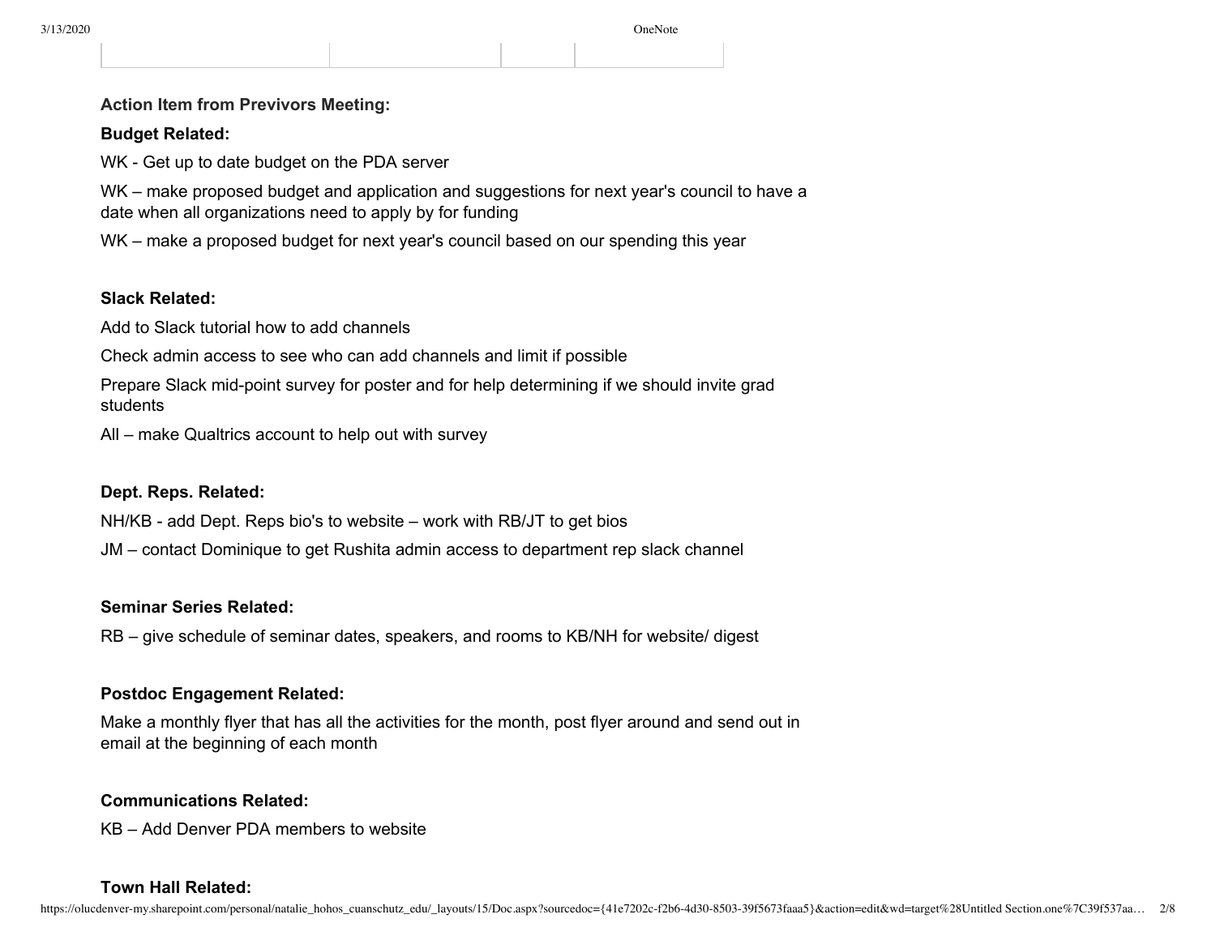**Action Item from Previvors Meeting:**

**Budget Related:**

WK - Get up to date budget on the PDA server

WK – make proposed budget and application and suggestions for next year's council to have a date when all organizations need to apply by for funding

WK – make a proposed budget for next year's council based on our spending this year

**Slack Related:**

Add to Slack tutorial how to add channels

Check admin access to see who can add channels and limit if possible

Prepare Slack mid-point survey for poster and for help determining if we should invite grad students

All – make Qualtrics account to help out with survey

**Dept. Reps. Related:**

NH/KB - add Dept. Reps bio's to website – work with RB/JT to get bios

JM – contact Dominique to get Rushita admin access to department rep slack channel

**Seminar Series Related:**

RB – give schedule of seminar dates, speakers, and rooms to KB/NH for website/ digest

**Postdoc Engagement Related:**

Make a monthly flyer that has all the activities for the month, post flyer around and send out in email at the beginning of each month

**Communications Related:**

KB – Add Denver PDA members to website

**Town Hall Related:**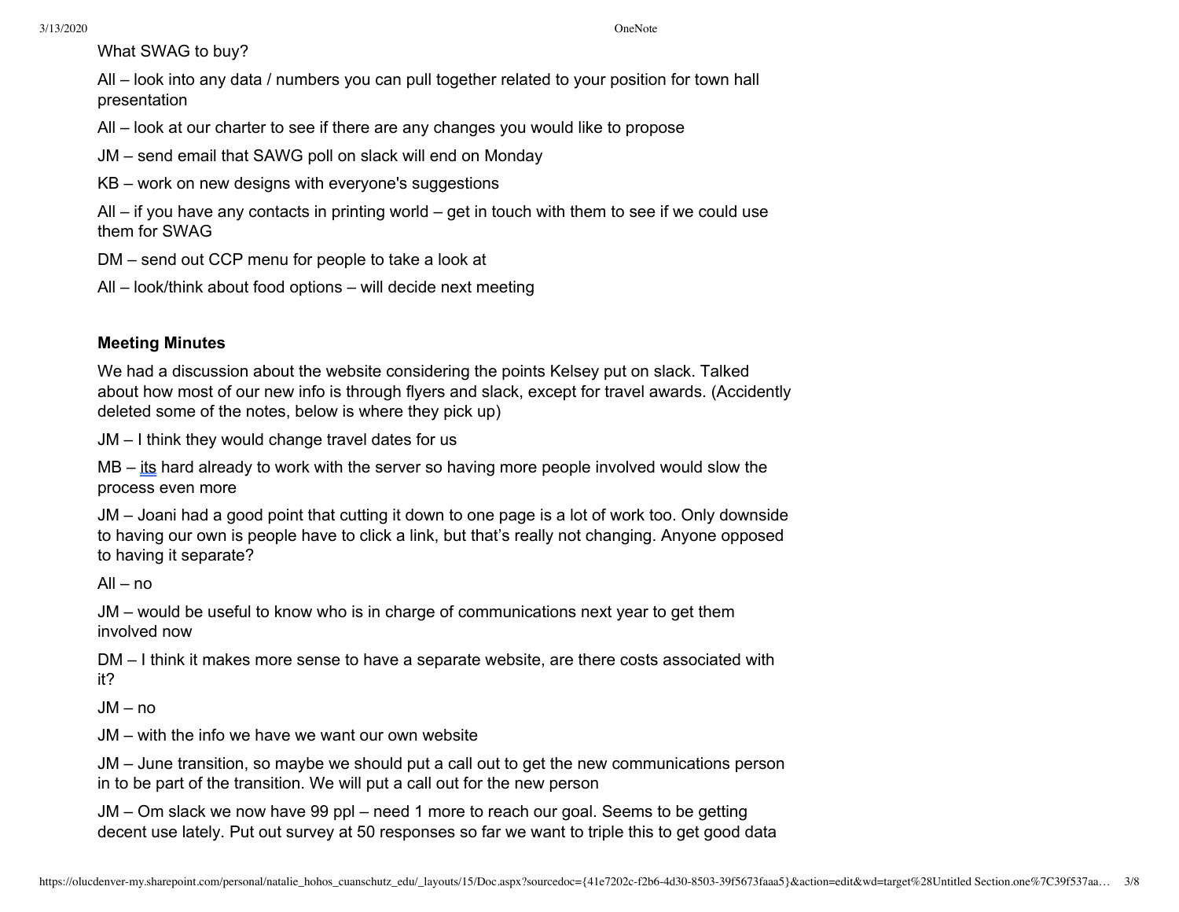What SWAG to buy?

All – look into any data / numbers you can pull together related to your position for town hall presentation

All – look at our charter to see if there are any changes you would like to propose

JM – send email that SAWG poll on slack will end on Monday

KB – work on new designs with everyone's suggestions

All – if you have any contacts in printing world – get in touch with them to see if we could use them for SWAG

DM – send out CCP menu for people to take a look at

All – look/think about food options – will decide next meeting

**Meeting Minutes**

We had a discussion about the website considering the points Kelsey put on slack. Talked about how most of our new info is through flyers and slack, except for travel awards. (Accidently deleted some of the notes, below is where they pick up)

JM – I think they would change travel dates for us

MB – its hard already to work with the server so having more people involved would slow the process even more

JM – Joani had a good point that cutting it down to one page is a lot of work too. Only downside to having our own is people have to click a link, but that's really not changing. Anyone opposed to having it separate?

All – no

JM – would be useful to know who is in charge of communications next year to get them involved now

DM – I think it makes more sense to have a separate website, are there costs associated with it?

JM – no

JM – with the info we have we want our own website

JM – June transition, so maybe we should put a call out to get the new communications person in to be part of the transition. We will put a call out for the new person

JM – Om slack we now have 99 ppl – need 1 more to reach our goal. Seems to be getting decent use lately. Put out survey at 50 responses so far we want to triple this to get good data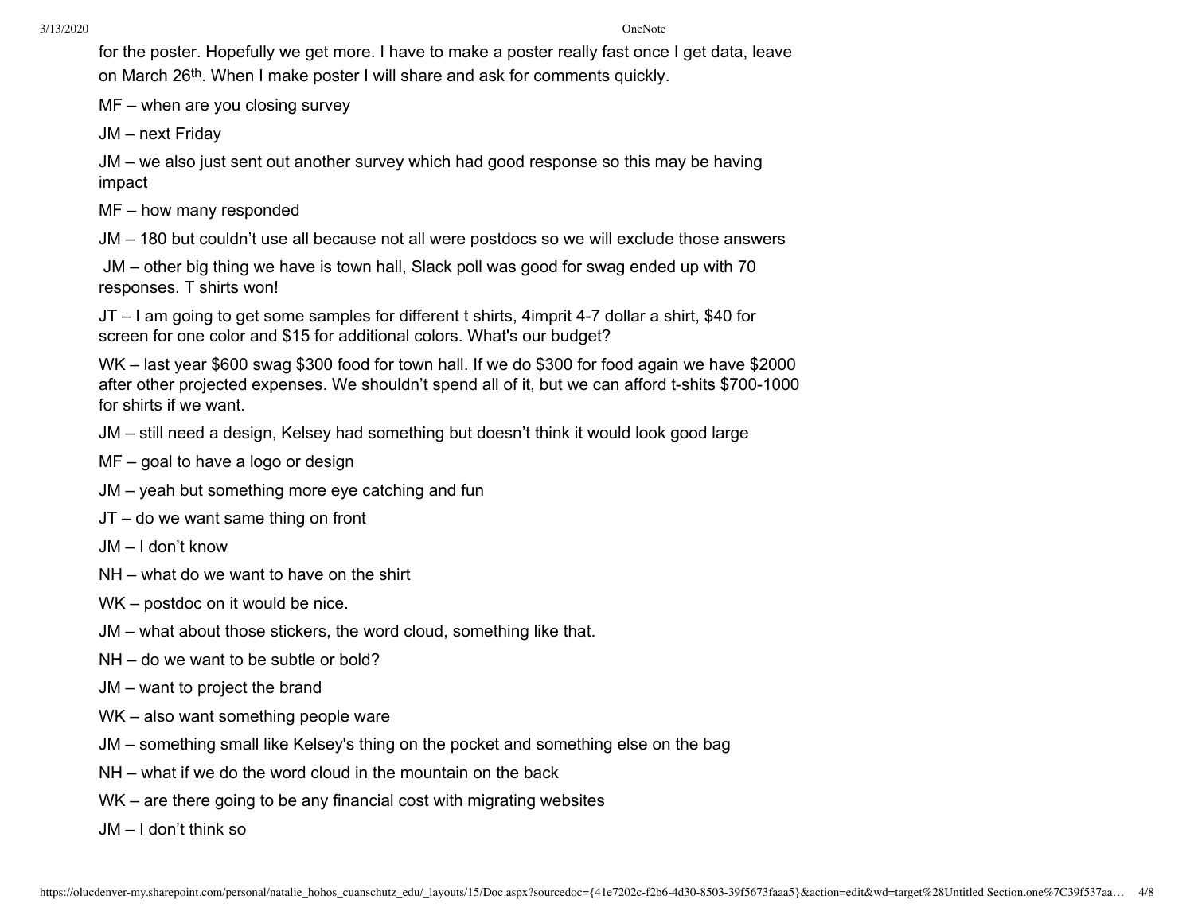for the poster. Hopefully we get more. I have to make a poster really fast once I get data, leave on March 26th. When I make poster I will share and ask for comments quickly.

MF – when are you closing survey

JM – next Friday

JM – we also just sent out another survey which had good response so this may be having impact

MF – how many responded

JM – 180 but couldn't use all because not all were postdocs so we will exclude those answers

JM – other big thing we have is town hall, Slack poll was good for swag ended up with 70 responses. T shirts won!

JT – I am going to get some samples for different t shirts, 4imprit 4-7 dollar a shirt, $40 for screen for one color and $15 for additional colors. What's our budget?

WK – last year $600 swag $300 food for town hall. If we do $300 for food again we have $2000 after other projected expenses. We shouldn't spend all of it, but we can afford t-shits $700-1000 for shirts if we want.

JM – still need a design, Kelsey had something but doesn't think it would look good large

MF – goal to have a logo or design

JM – yeah but something more eye catching and fun

JT – do we want same thing on front

JM – I don't know

NH – what do we want to have on the shirt

WK – postdoc on it would be nice.

JM – what about those stickers, the word cloud, something like that.

NH – do we want to be subtle or bold?

JM – want to project the brand

WK – also want something people ware

JM – something small like Kelsey's thing on the pocket and something else on the bag

NH – what if we do the word cloud in the mountain on the back

WK – are there going to be any financial cost with migrating websites

JM – I don't think so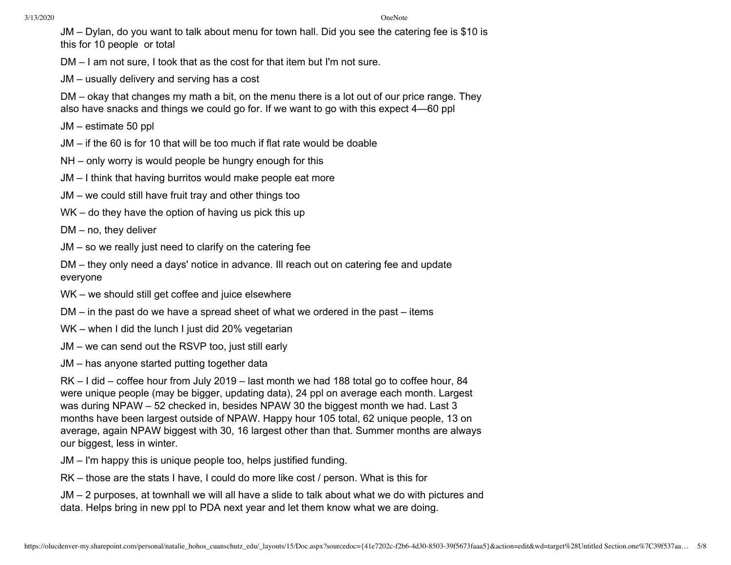JM – Dylan, do you want to talk about menu for town hall. Did you see the catering fee is $10 is this for 10 people  or total

DM – I am not sure, I took that as the cost for that item but I'm not sure.

JM – usually delivery and serving has a cost

DM – okay that changes my math a bit, on the menu there is a lot out of our price range. They also have snacks and things we could go for. If we want to go with this expect 4—60 ppl

JM – estimate 50 ppl

JM – if the 60 is for 10 that will be too much if flat rate would be doable

NH – only worry is would people be hungry enough for this

JM – I think that having burritos would make people eat more

JM – we could still have fruit tray and other things too

WK – do they have the option of having us pick this up

DM – no, they deliver

JM – so we really just need to clarify on the catering fee

DM – they only need a days' notice in advance. Ill reach out on catering fee and update everyone

WK – we should still get coffee and juice elsewhere

DM – in the past do we have a spread sheet of what we ordered in the past – items

WK – when I did the lunch I just did 20% vegetarian

JM – we can send out the RSVP too, just still early

JM – has anyone started putting together data

RK – I did – coffee hour from July 2019 – last month we had 188 total go to coffee hour, 84 were unique people (may be bigger, updating data), 24 ppl on average each month. Largest was during NPAW – 52 checked in, besides NPAW 30 the biggest month we had. Last 3 months have been largest outside of NPAW. Happy hour 105 total, 62 unique people, 13 on average, again NPAW biggest with 30, 16 largest other than that. Summer months are always our biggest, less in winter.

JM – I'm happy this is unique people too, helps justified funding.

RK – those are the stats I have, I could do more like cost / person. What is this for

JM – 2 purposes, at townhall we will all have a slide to talk about what we do with pictures and data. Helps bring in new ppl to PDA next year and let them know what we are doing.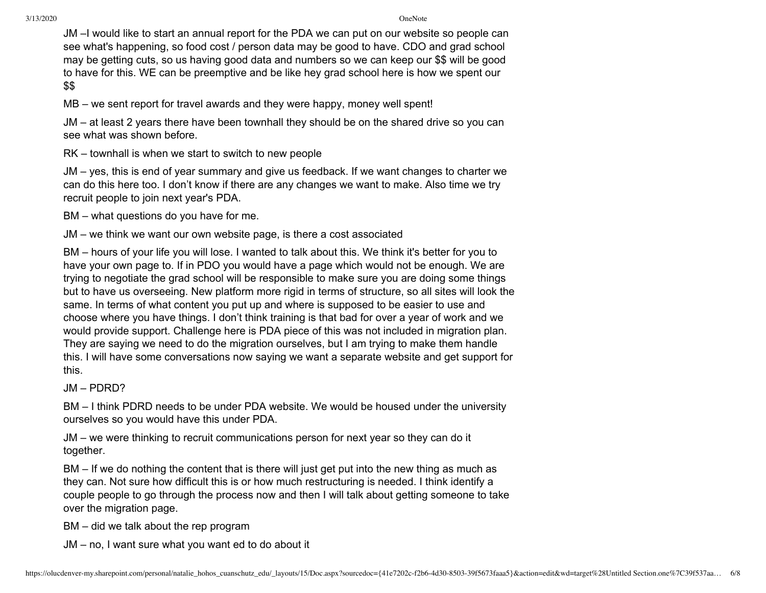JM –I would like to start an annual report for the PDA we can put on our website so people can see what's happening, so food cost / person data may be good to have. CDO and grad school may be getting cuts, so us having good data and numbers so we can keep our $$ will be good to have for this. WE can be preemptive and be like hey grad school here is how we spent our $$

MB – we sent report for travel awards and they were happy, money well spent!

JM – at least 2 years there have been townhall they should be on the shared drive so you can see what was shown before.

RK – townhall is when we start to switch to new people

JM – yes, this is end of year summary and give us feedback. If we want changes to charter we can do this here too. I don't know if there are any changes we want to make. Also time we try recruit people to join next year's PDA.

BM – what questions do you have for me.

JM – we think we want our own website page, is there a cost associated

BM – hours of your life you will lose. I wanted to talk about this. We think it's better for you to have your own page to. If in PDO you would have a page which would not be enough. We are trying to negotiate the grad school will be responsible to make sure you are doing some things but to have us overseeing. New platform more rigid in terms of structure, so all sites will look the same. In terms of what content you put up and where is supposed to be easier to use and choose where you have things. I don't think training is that bad for over a year of work and we would provide support. Challenge here is PDA piece of this was not included in migration plan. They are saying we need to do the migration ourselves, but I am trying to make them handle this. I will have some conversations now saying we want a separate website and get support for this.

JM – PDRD?

BM – I think PDRD needs to be under PDA website. We would be housed under the university ourselves so you would have this under PDA.

JM – we were thinking to recruit communications person for next year so they can do it together.

BM – If we do nothing the content that is there will just get put into the new thing as much as they can. Not sure how difficult this is or how much restructuring is needed. I think identify a couple people to go through the process now and then I will talk about getting someone to take over the migration page.

BM – did we talk about the rep program

JM – no, I want sure what you want ed to do about it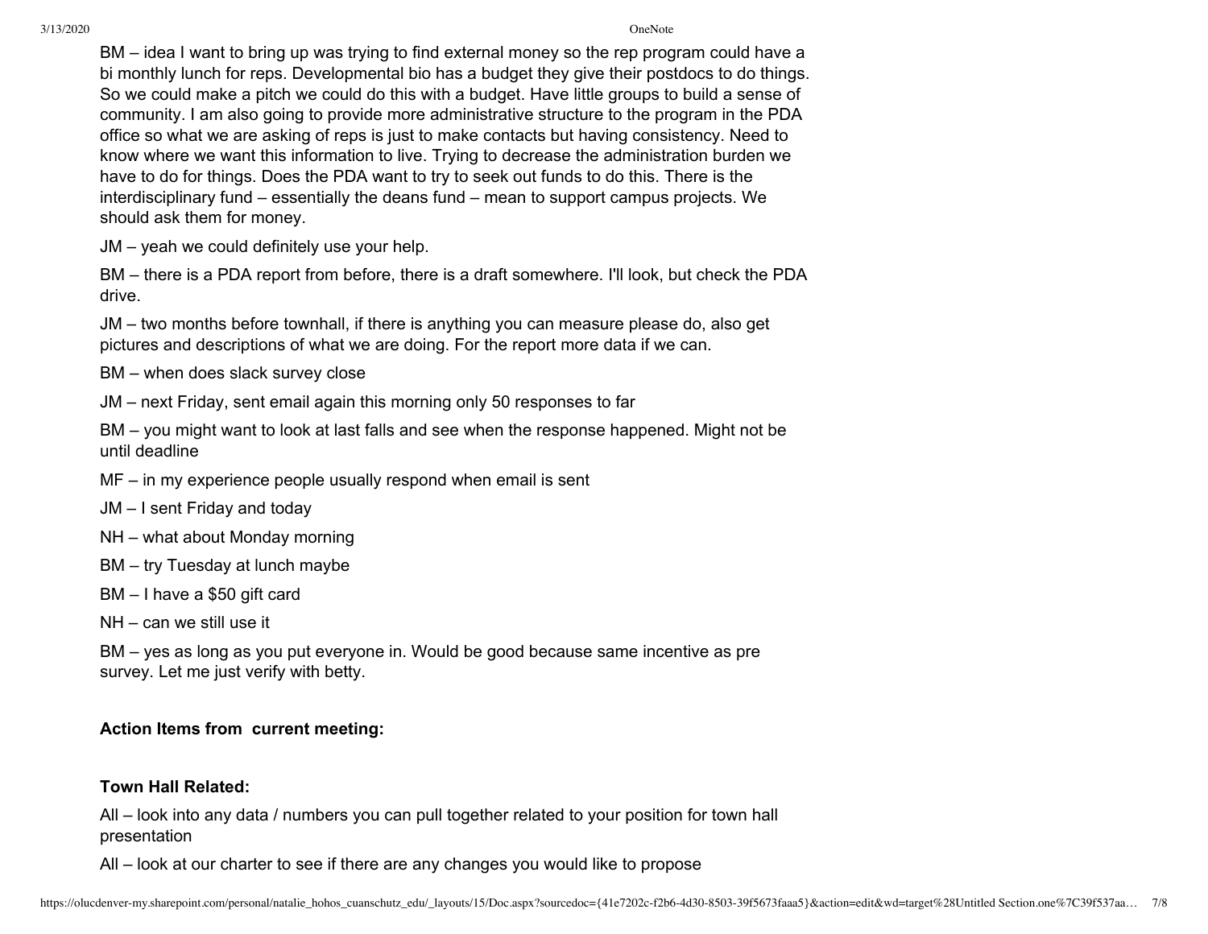BM – idea I want to bring up was trying to find external money so the rep program could have a bi monthly lunch for reps. Developmental bio has a budget they give their postdocs to do things. So we could make a pitch we could do this with a budget. Have little groups to build a sense of community. I am also going to provide more administrative structure to the program in the PDA office so what we are asking of reps is just to make contacts but having consistency. Need to know where we want this information to live. Trying to decrease the administration burden we have to do for things. Does the PDA want to try to seek out funds to do this. There is the interdisciplinary fund – essentially the deans fund – mean to support campus projects. We should ask them for money.

JM – yeah we could definitely use your help.

BM – there is a PDA report from before, there is a draft somewhere. I'll look, but check the PDA drive.

JM – two months before townhall, if there is anything you can measure please do, also get pictures and descriptions of what we are doing. For the report more data if we can.

BM – when does slack survey close

JM – next Friday, sent email again this morning only 50 responses to far

BM – you might want to look at last falls and see when the response happened. Might not be until deadline

MF – in my experience people usually respond when email is sent

JM – I sent Friday and today

NH – what about Monday morning

BM – try Tuesday at lunch maybe

BM – I have a $50 gift card

NH – can we still use it

BM – yes as long as you put everyone in. Would be good because same incentive as pre survey. Let me just verify with betty.

**Action Items from current meeting:**

**Town Hall Related:**

All – look into any data / numbers you can pull together related to your position for town hall presentation

All – look at our charter to see if there are any changes you would like to propose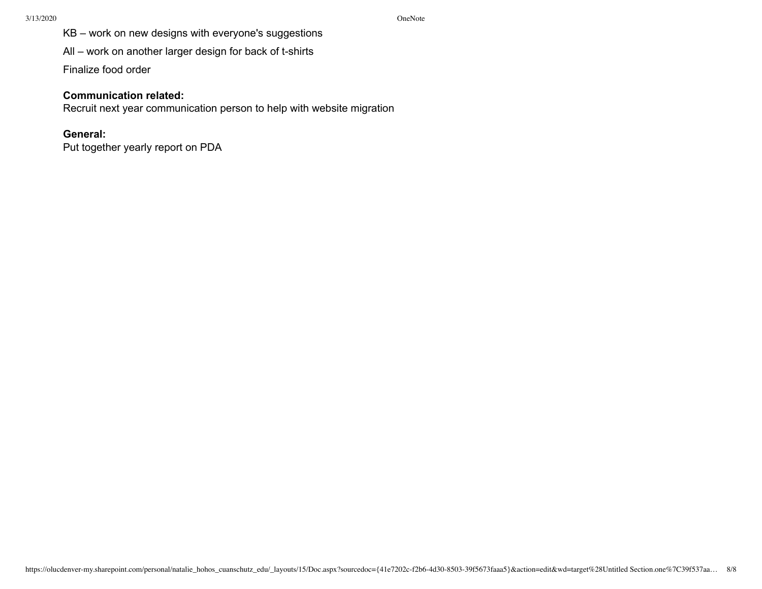KB – work on new designs with everyone's suggestions

All – work on another larger design for back of t-shirts

Finalize food order

**Communication related:**
Recruit next year communication person to help with website migration

**General:**
Put together yearly report on PDA